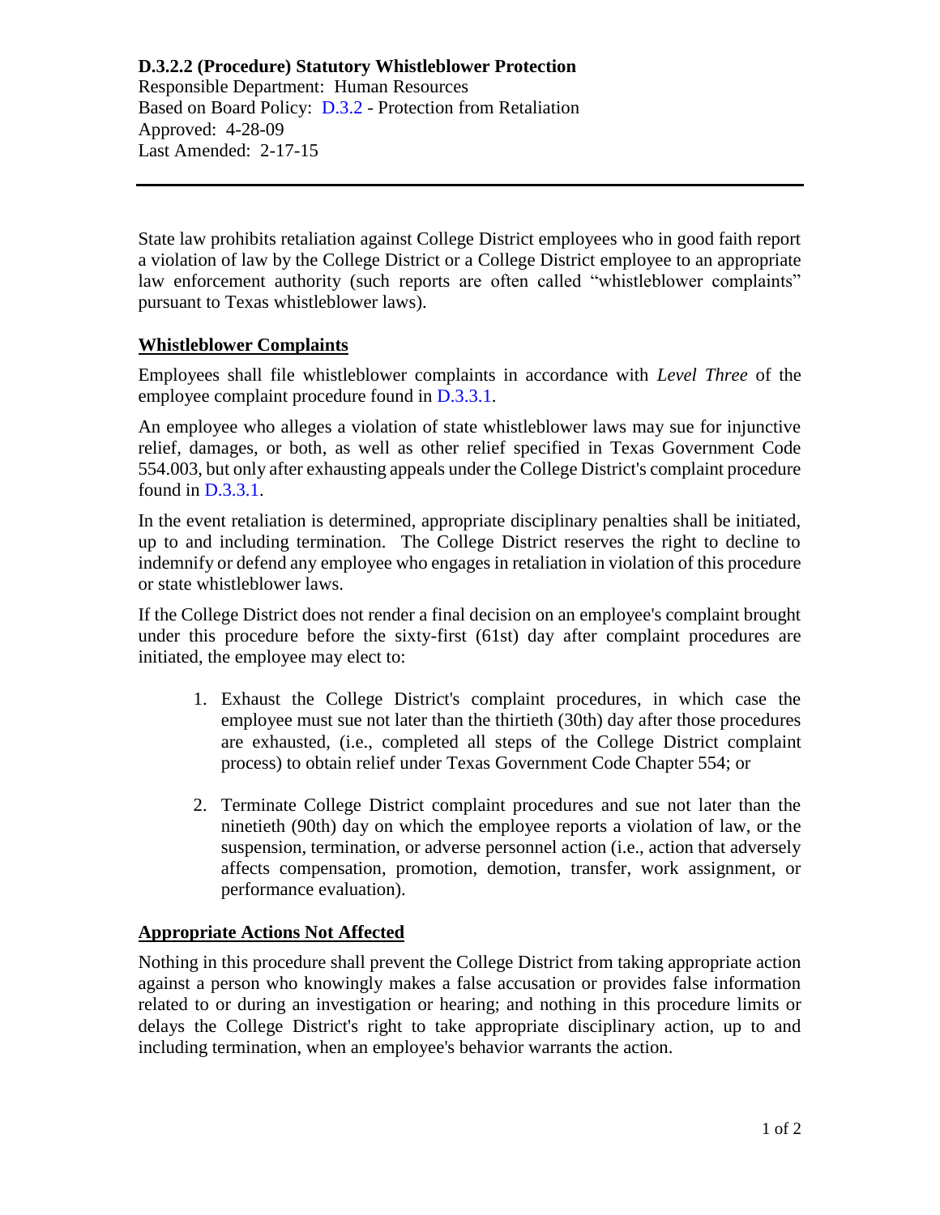**D.3.2.2 (Procedure) Statutory Whistleblower Protection**
Responsible Department: Human Resources
Based on Board Policy: D.3.2 - Protection from Retaliation
Approved: 4-28-09
Last Amended: 2-17-15

---

State law prohibits retaliation against College District employees who in good faith report a violation of law by the College District or a College District employee to an appropriate law enforcement authority (such reports are often called "whistleblower complaints" pursuant to Texas whistleblower laws).

## Whistleblower Complaints

Employees shall file whistleblower complaints in accordance with *Level Three* of the employee complaint procedure found in D.3.3.1.

An employee who alleges a violation of state whistleblower laws may sue for injunctive relief, damages, or both, as well as other relief specified in Texas Government Code 554.003, but only after exhausting appeals under the College District's complaint procedure found in D.3.3.1.

In the event retaliation is determined, appropriate disciplinary penalties shall be initiated, up to and including termination. The College District reserves the right to decline to indemnify or defend any employee who engages in retaliation in violation of this procedure or state whistleblower laws.

If the College District does not render a final decision on an employee's complaint brought under this procedure before the sixty-first (61st) day after complaint procedures are initiated, the employee may elect to:

1. Exhaust the College District's complaint procedures, in which case the employee must sue not later than the thirtieth (30th) day after those procedures are exhausted, (i.e., completed all steps of the College District complaint process) to obtain relief under Texas Government Code Chapter 554; or

2. Terminate College District complaint procedures and sue not later than the ninetieth (90th) day on which the employee reports a violation of law, or the suspension, termination, or adverse personnel action (i.e., action that adversely affects compensation, promotion, demotion, transfer, work assignment, or performance evaluation).

## Appropriate Actions Not Affected

Nothing in this procedure shall prevent the College District from taking appropriate action against a person who knowingly makes a false accusation or provides false information related to or during an investigation or hearing; and nothing in this procedure limits or delays the College District's right to take appropriate disciplinary action, up to and including termination, when an employee's behavior warrants the action.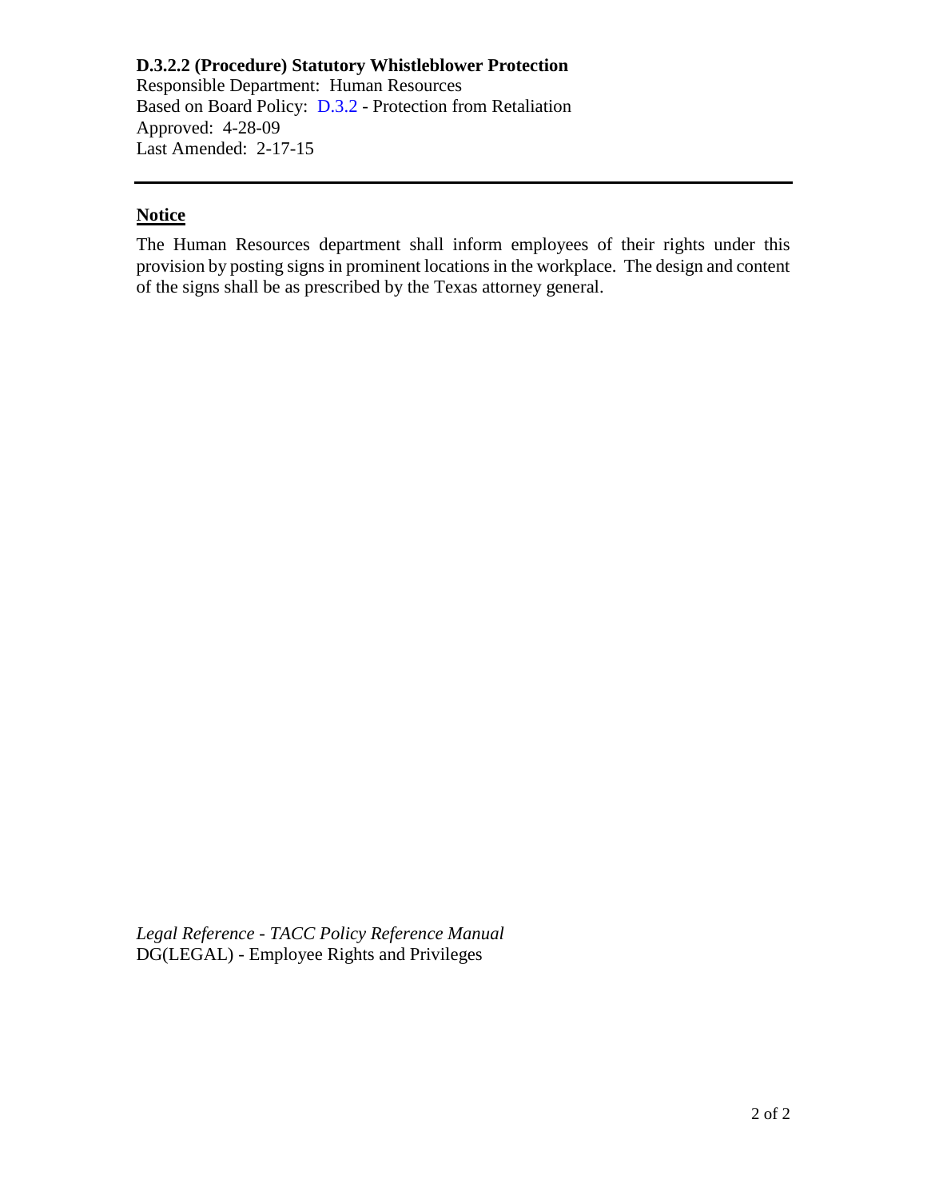**D.3.2.2 (Procedure) Statutory Whistleblower Protection**
Responsible Department: Human Resources
Based on Board Policy: D.3.2 - Protection from Retaliation
Approved: 4-28-09
Last Amended: 2-17-15

---

## Notice

The Human Resources department shall inform employees of their rights under this provision by posting signs in prominent locations in the workplace. The design and content of the signs shall be as prescribed by the Texas attorney general.

*Legal Reference - TACC Policy Reference Manual*
DG(LEGAL) - Employee Rights and Privileges